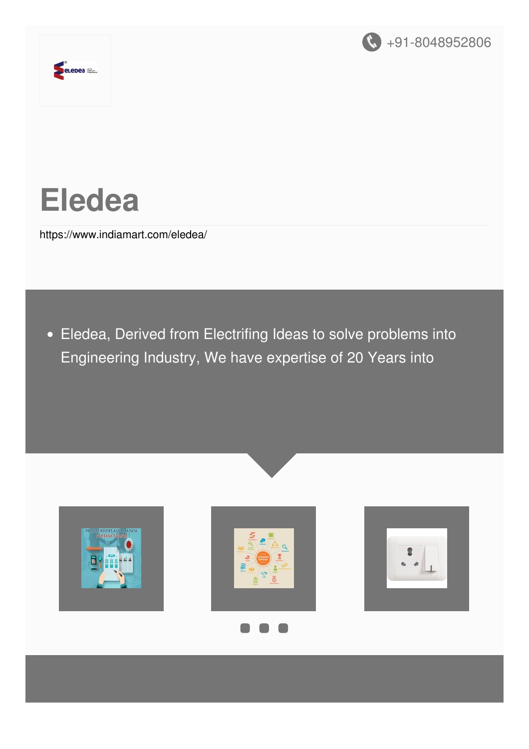+91-8048952806

# Eledea

https://www.indiamart.com/eledea/

- Eledea, Derived from Electrifing Ideas to solve problems into Engineering Industry, We have expertise of 20 Years into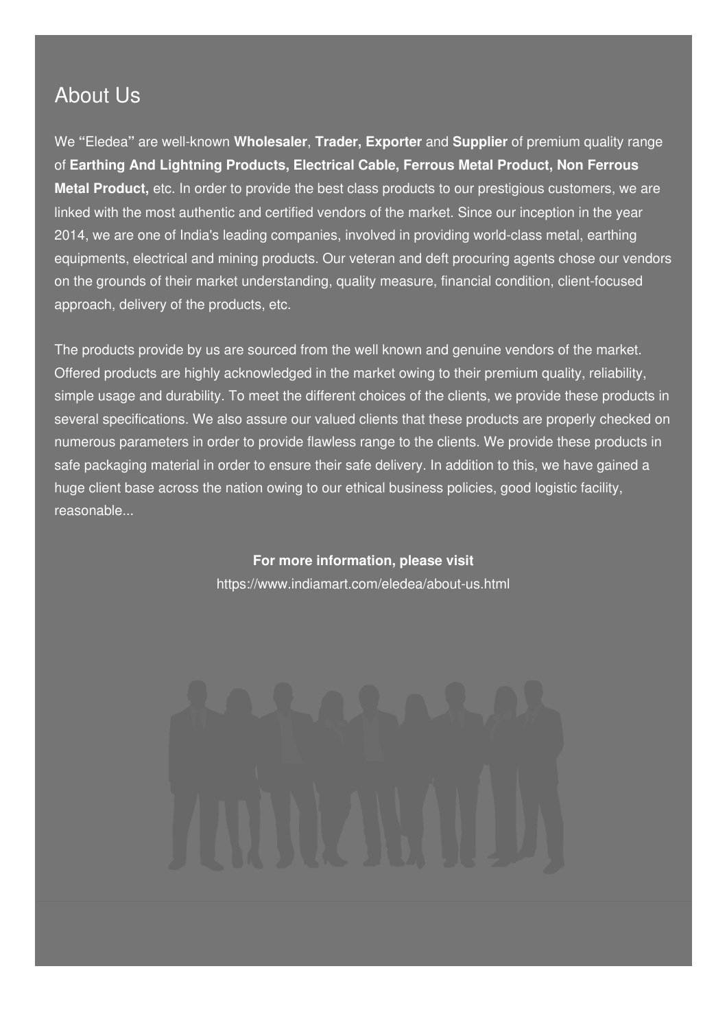## About Us

We "Eledea" are well-known **Wholesaler**, **Trader, Exporter** and **Supplier** of premium quality range of **Earthing And Lightning Products, Electrical Cable, Ferrous Metal Product, Non Ferrous Metal Product,** etc. In order to provide the best class products to our prestigious customers, we are linked with the most authentic and certified vendors of the market. Since our inception in the year 2014, we are one of India's leading companies, involved in providing world-class metal, earthing equipments, electrical and mining products. Our veteran and deft procuring agents chose our vendors on the grounds of their market understanding, quality measure, financial condition, client-focused approach, delivery of the products, etc.

The products provide by us are sourced from the well known and genuine vendors of the market. Offered products are highly acknowledged in the market owing to their premium quality, reliability, simple usage and durability. To meet the different choices of the clients, we provide these products in several specifications. We also assure our valued clients that these products are properly checked on numerous parameters in order to provide flawless range to the clients. We provide these products in safe packaging material in order to ensure their safe delivery. In addition to this, we have gained a huge client base across the nation owing to our ethical business policies, good logistic facility, reasonable...

**For more information, please visit**

https://www.indiamart.com/eledea/about-us.html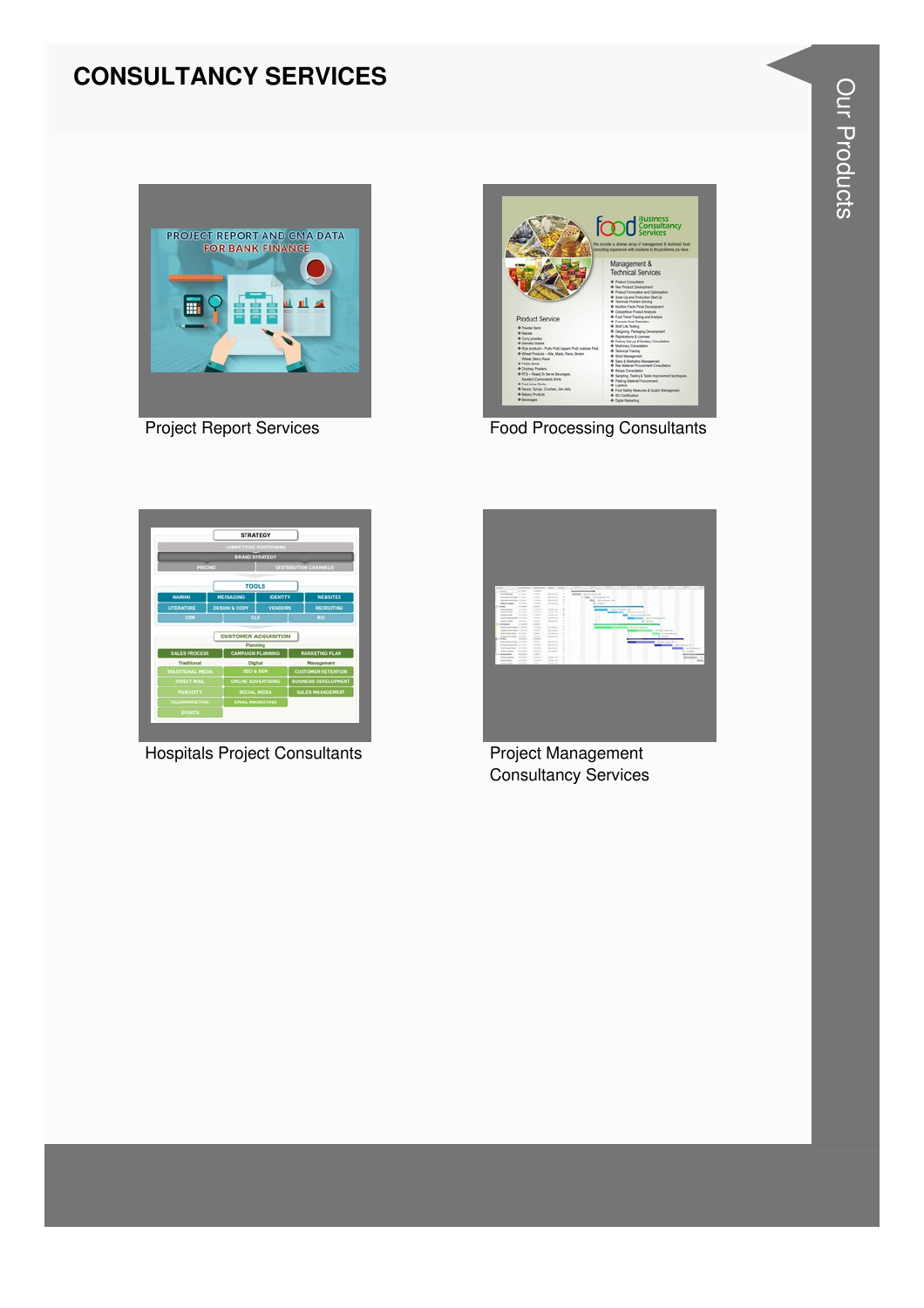# CONSULTANCY SERVICES

Project Report Services

Food Processing Consultants

Hospitals Project Consultants

Project Management Consultancy Services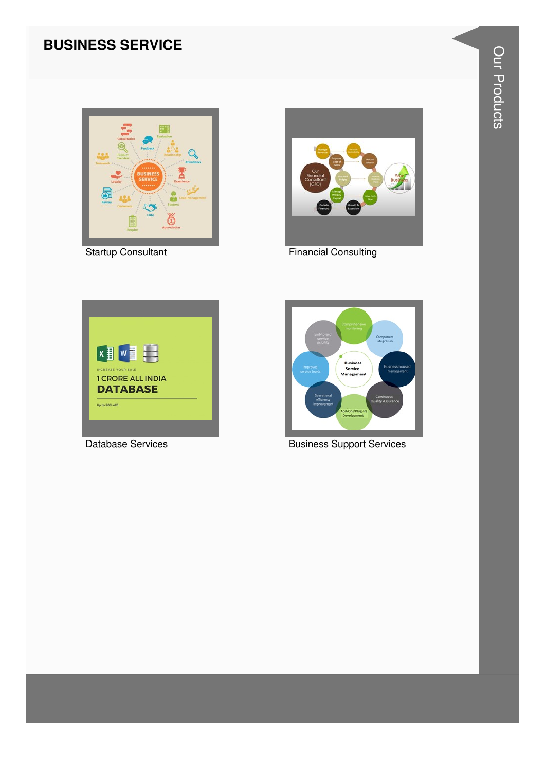# BUSINESS SERVICE

Startup Consultant

Financial Consulting

Database Services

Business Support Services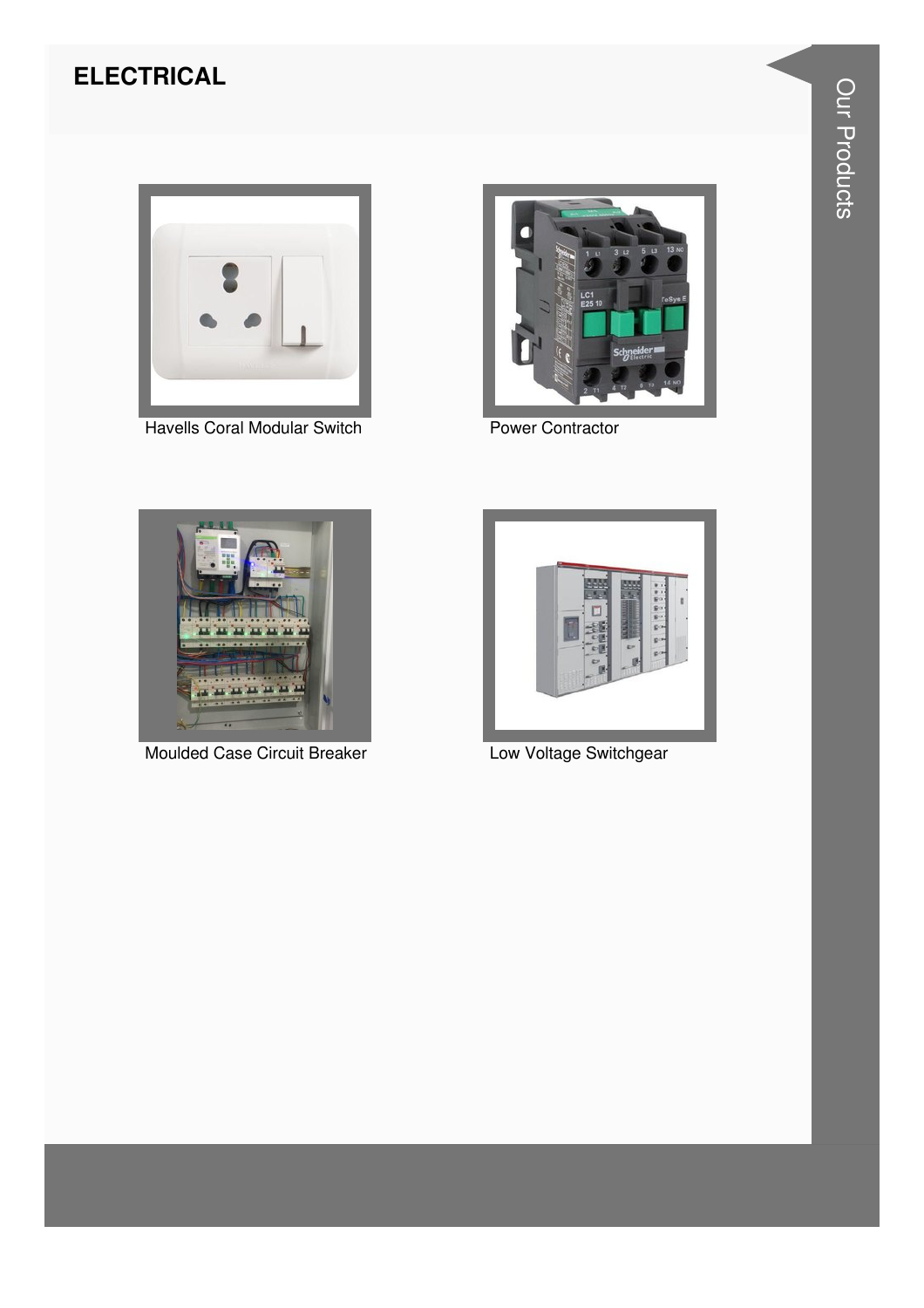# ELECTRICAL

Havells Coral Modular Switch

Power Contractor

Moulded Case Circuit Breaker

Low Voltage Switchgear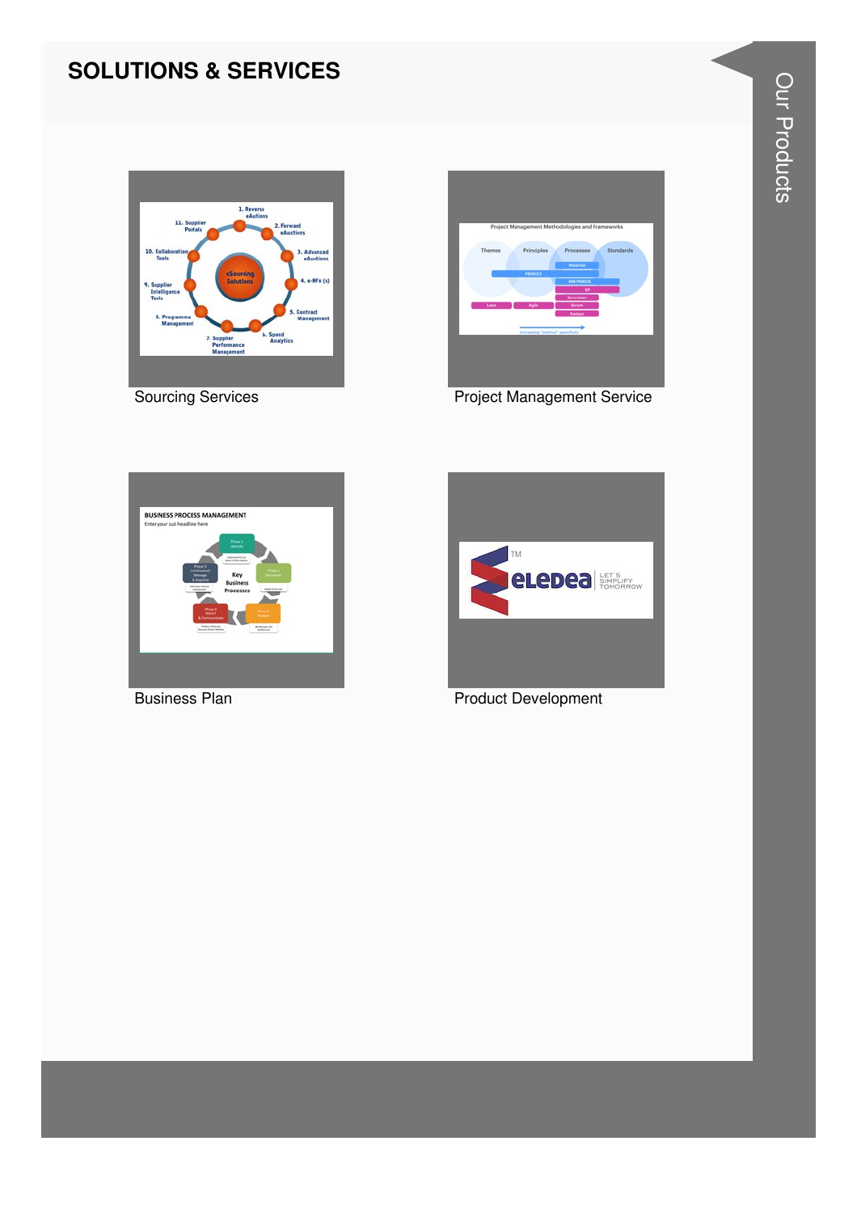## SOLUTIONS & SERVICES

Sourcing Services

Project Management Service

Business Plan

Product Development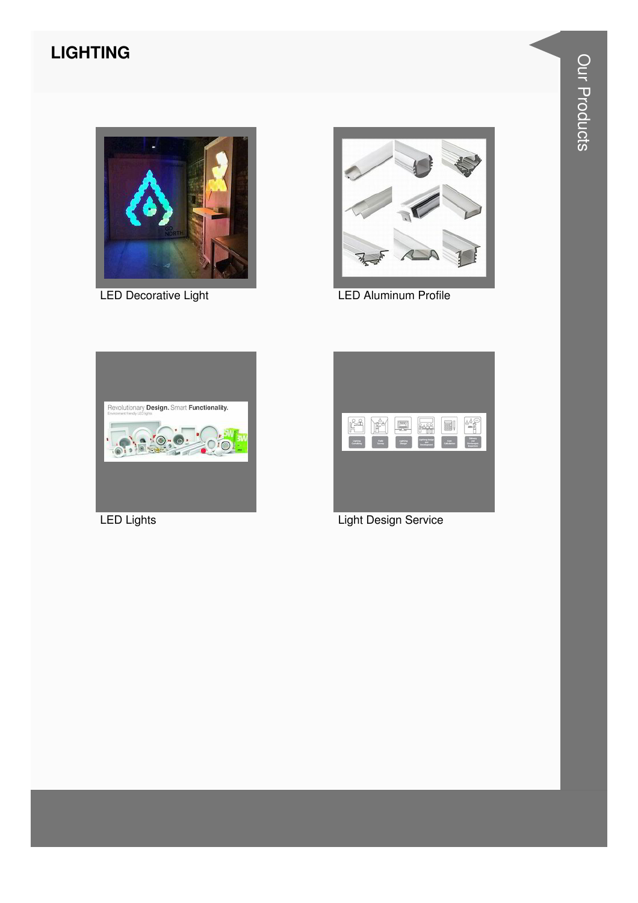# LIGHTING

LED Decorative Light

LED Aluminum Profile

LED Lights

Light Design Service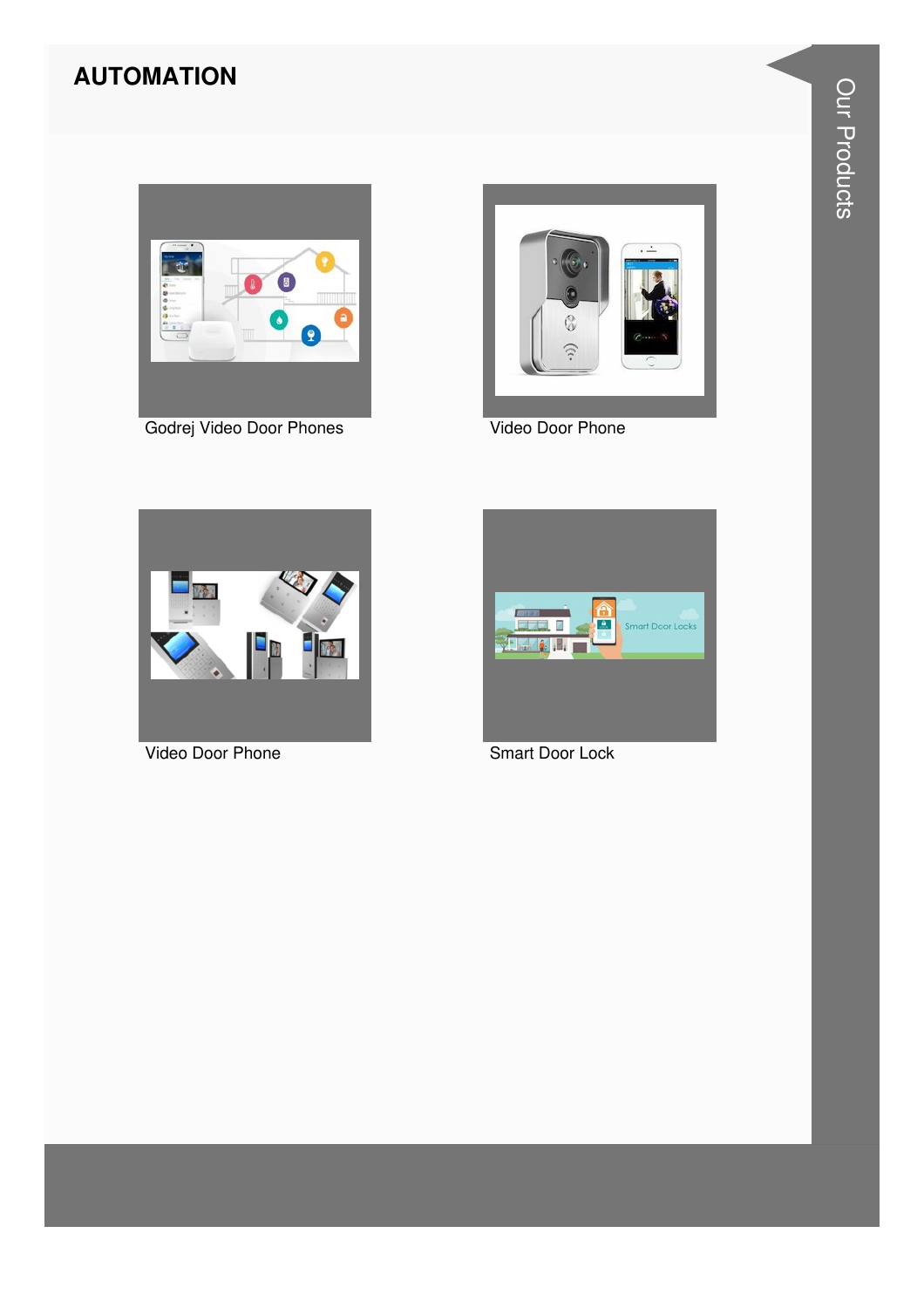# AUTOMATION

Godrej Video Door Phones

Video Door Phone

Video Door Phone

Smart Door Lock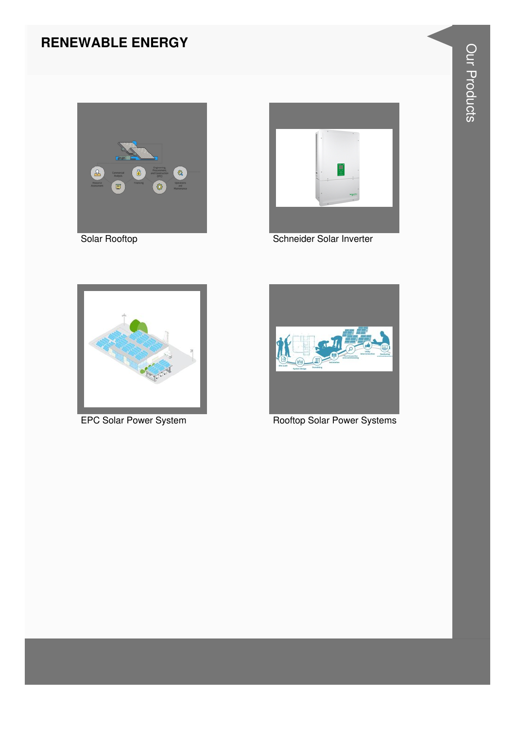# RENEWABLE ENERGY

Solar Rooftop

Schneider Solar Inverter

EPC Solar Power System

Rooftop Solar Power Systems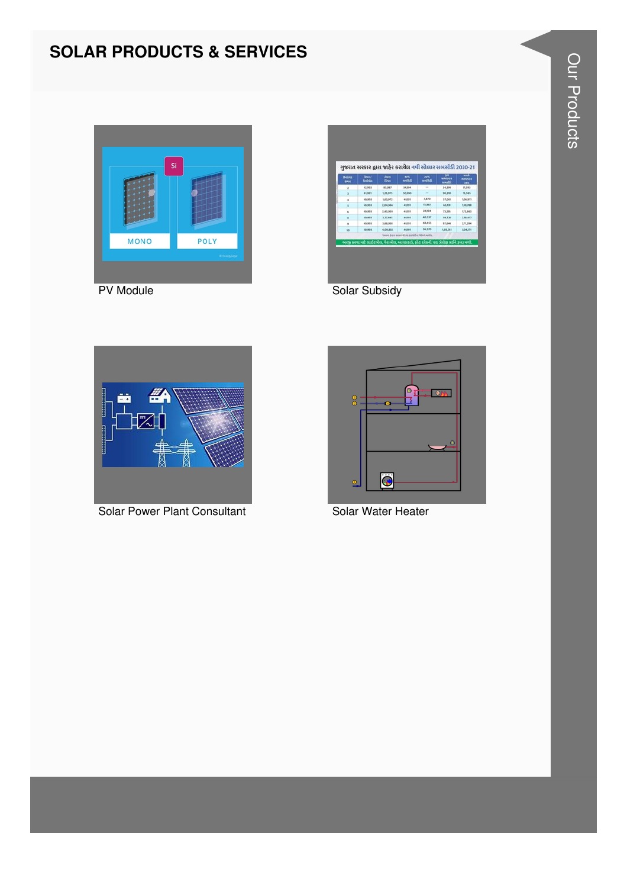## SOLAR PRODUCTS & SERVICES

PV Module

Solar Subsidy

Solar Power Plant Consultant

Solar Water Heater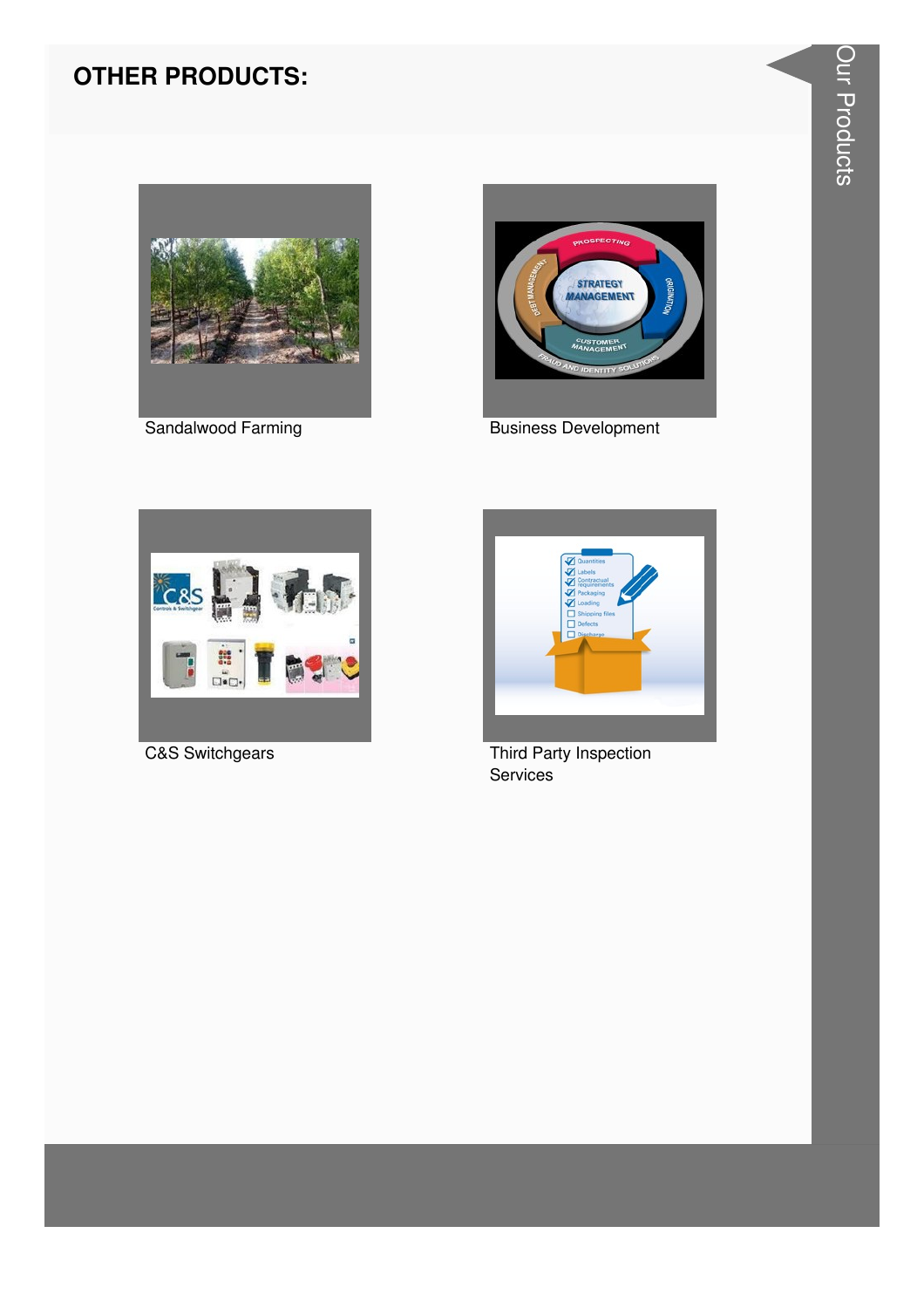## OTHER PRODUCTS:

Sandalwood Farming

Business Development

C&S Switchgears

Third Party Inspection Services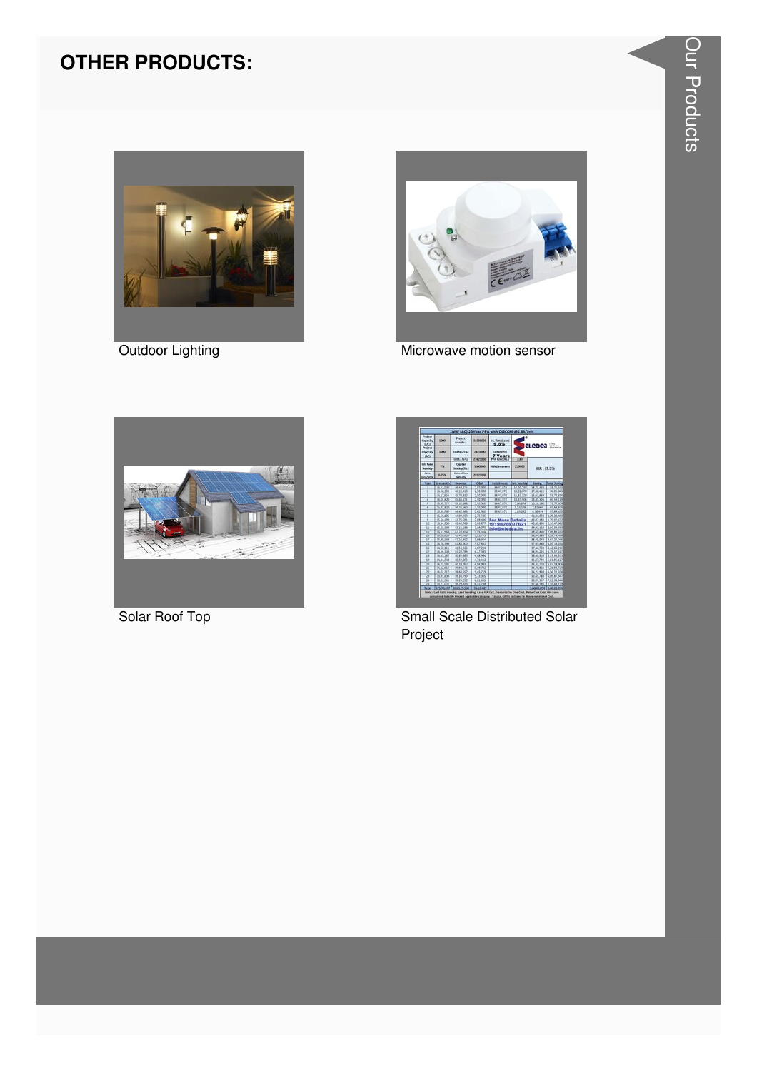## OTHER PRODUCTS:

Outdoor Lighting

Microwave motion sensor

Solar Roof Top

Small Scale Distributed Solar Project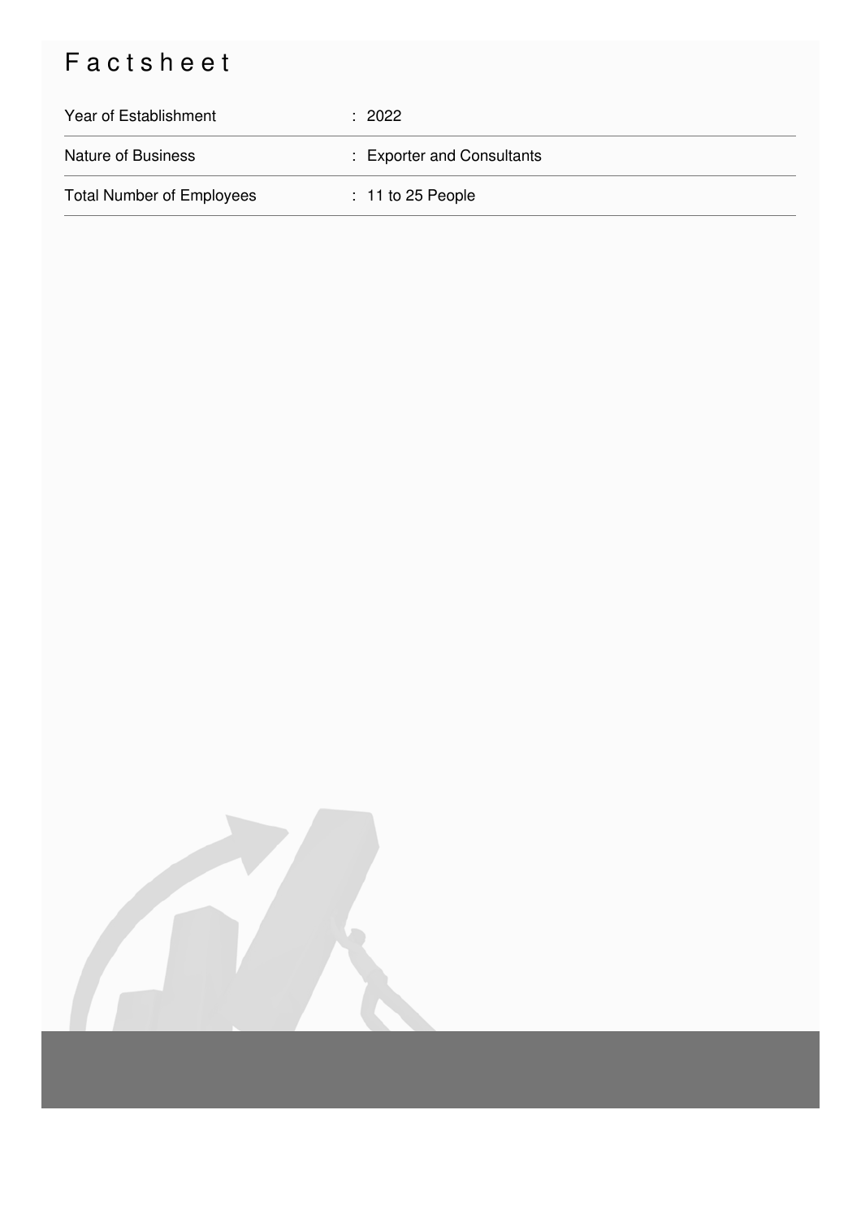# Factsheet

| | |
|---|---|
| Year of Establishment | : 2022 |
| Nature of Business | : Exporter and Consultants |
| Total Number of Employees | : 11 to 25 People |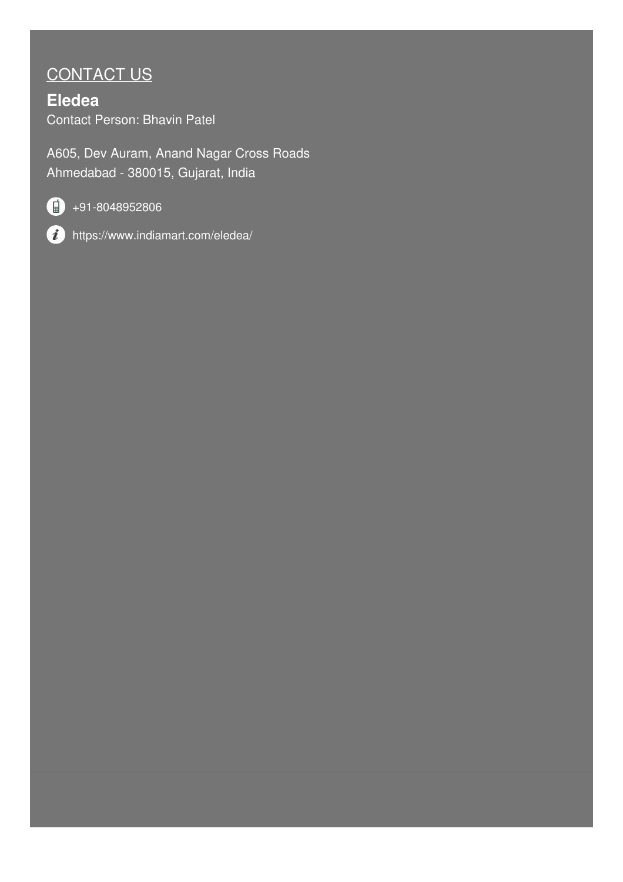## CONTACT US

### Eledea

Contact Person: Bhavin Patel

A605, Dev Auram, Anand Nagar Cross Roads
Ahmedabad - 380015, Gujarat, India

+91-8048952806

https://www.indiamart.com/eledea/